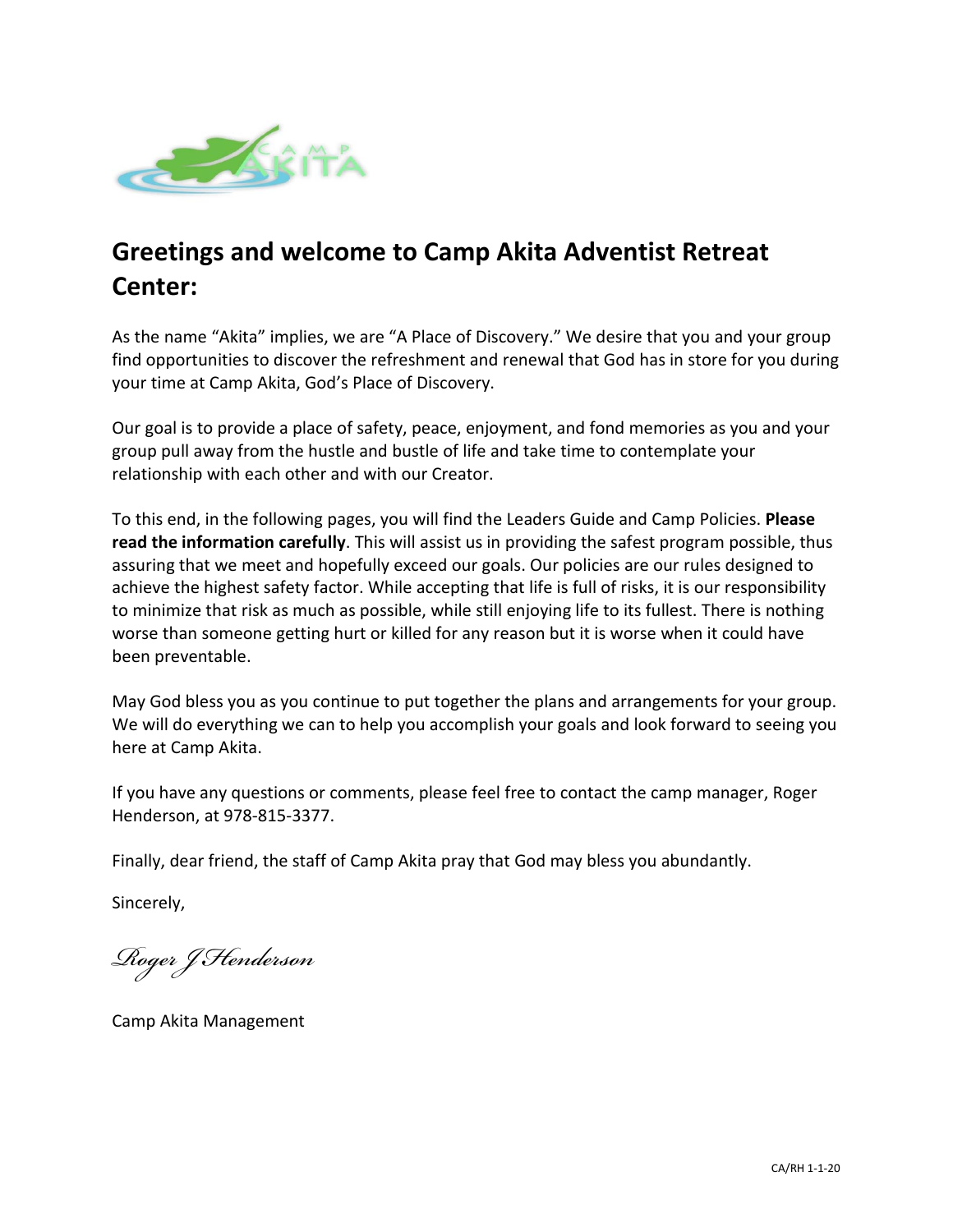# Greetings and welcome to Camp Akita Adventist Retreat Center:

As the name "Akita" implies, we are "A Place of Discovery." We desire that you and your group find opportunities to discover the refreshment and renewal that God has in store for you during your time at Camp Akita, God's Place of Discovery.

Our goal is to provide a place of safety, peace, enjoyment, and fond memories as you and your group pull away from the hustle and bustle of life and take time to contemplate your relationship with each other and with our Creator.

To this end, in the following pages, you will find the Leaders Guide and Camp Policies. **Please read the information carefully**. This will assist us in providing the safest program possible, thus assuring that we meet and hopefully exceed our goals. Our policies are our rules designed to achieve the highest safety factor. While accepting that life is full of risks, it is our responsibility to minimize that risk as much as possible, while still enjoying life to its fullest. There is nothing worse than someone getting hurt or killed for any reason but it is worse when it could have been preventable.

May God bless you as you continue to put together the plans and arrangements for your group. We will do everything we can to help you accomplish your goals and look forward to seeing you here at Camp Akita.

If you have any questions or comments, please feel free to contact the camp manager, Roger Henderson, at 978-815-3377.

Finally, dear friend, the staff of Camp Akita pray that God may bless you abundantly.

Sincerely,

*Roger J Henderson*

Camp Akita Management

CA/RH 1-1-20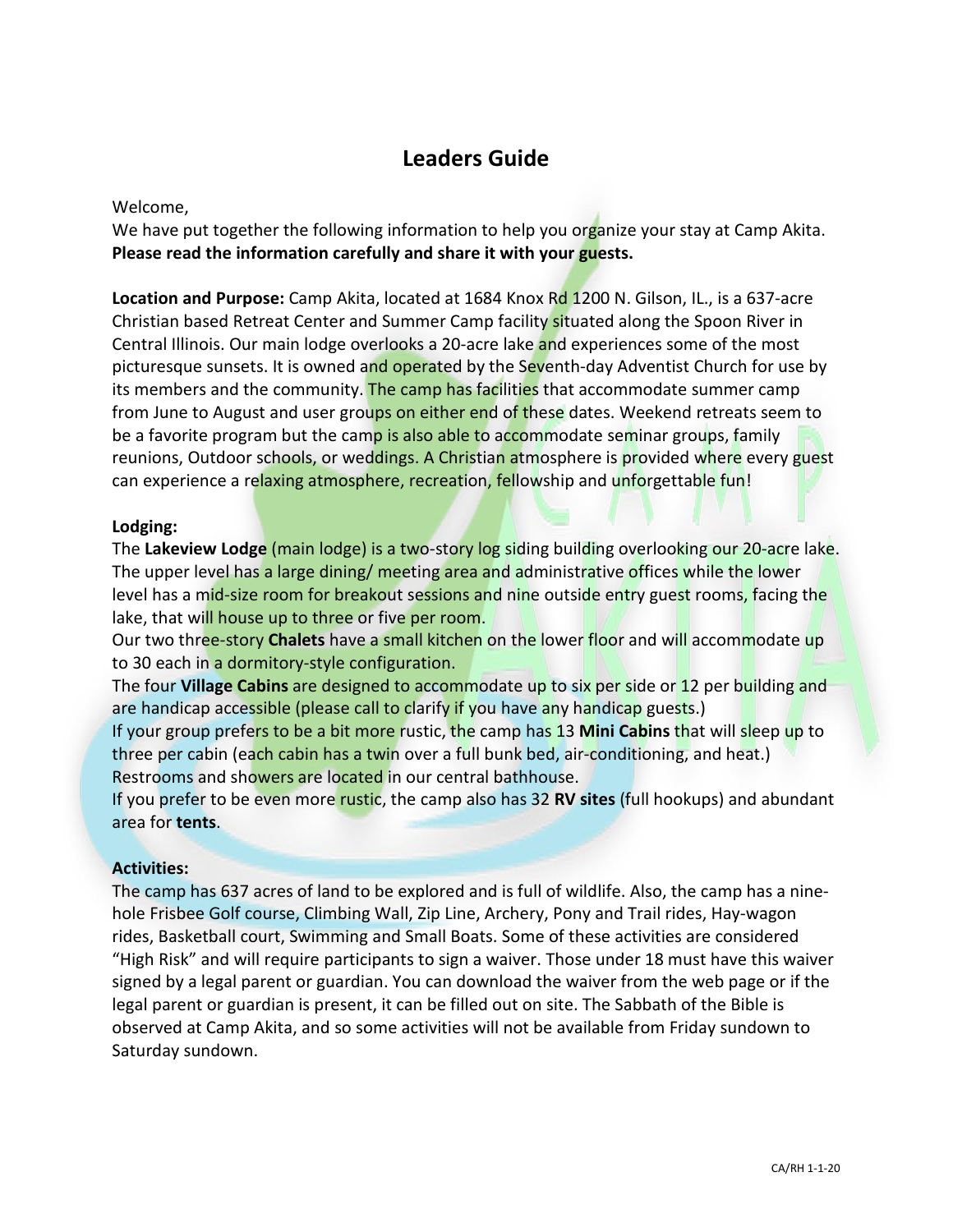# Leaders Guide

Welcome,

We have put together the following information to help you organize your stay at Camp Akita. **Please read the information carefully and share it with your guests.**

**Location and Purpose:** Camp Akita, located at 1684 Knox Rd 1200 N. Gilson, IL., is a 637-acre Christian based Retreat Center and Summer Camp facility situated along the Spoon River in Central Illinois. Our main lodge overlooks a 20-acre lake and experiences some of the most picturesque sunsets. It is owned and operated by the Seventh-day Adventist Church for use by its members and the community. The camp has facilities that accommodate summer camp from June to August and user groups on either end of these dates. Weekend retreats seem to be a favorite program but the camp is also able to accommodate seminar groups, family reunions, Outdoor schools, or weddings. A Christian atmosphere is provided where every guest can experience a relaxing atmosphere, recreation, fellowship and unforgettable fun!

**Lodging:**

The **Lakeview Lodge** (main lodge) is a two-story log siding building overlooking our 20-acre lake. The upper level has a large dining/ meeting area and administrative offices while the lower level has a mid-size room for breakout sessions and nine outside entry guest rooms, facing the lake, that will house up to three or five per room.

Our two three-story **Chalets** have a small kitchen on the lower floor and will accommodate up to 30 each in a dormitory-style configuration.

The four **Village Cabins** are designed to accommodate up to six per side or 12 per building and are handicap accessible (please call to clarify if you have any handicap guests.)

If your group prefers to be a bit more rustic, the camp has 13 **Mini Cabins** that will sleep up to three per cabin (each cabin has a twin over a full bunk bed, air-conditioning, and heat.) Restrooms and showers are located in our central bathhouse.

If you prefer to be even more rustic, the camp also has 32 **RV sites** (full hookups) and abundant area for **tents**.

**Activities:**

The camp has 637 acres of land to be explored and is full of wildlife. Also, the camp has a nine-hole Frisbee Golf course, Climbing Wall, Zip Line, Archery, Pony and Trail rides, Hay-wagon rides, Basketball court, Swimming and Small Boats. Some of these activities are considered "High Risk" and will require participants to sign a waiver. Those under 18 must have this waiver signed by a legal parent or guardian. You can download the waiver from the web page or if the legal parent or guardian is present, it can be filled out on site. The Sabbath of the Bible is observed at Camp Akita, and so some activities will not be available from Friday sundown to Saturday sundown.

CA/RH 1-1-20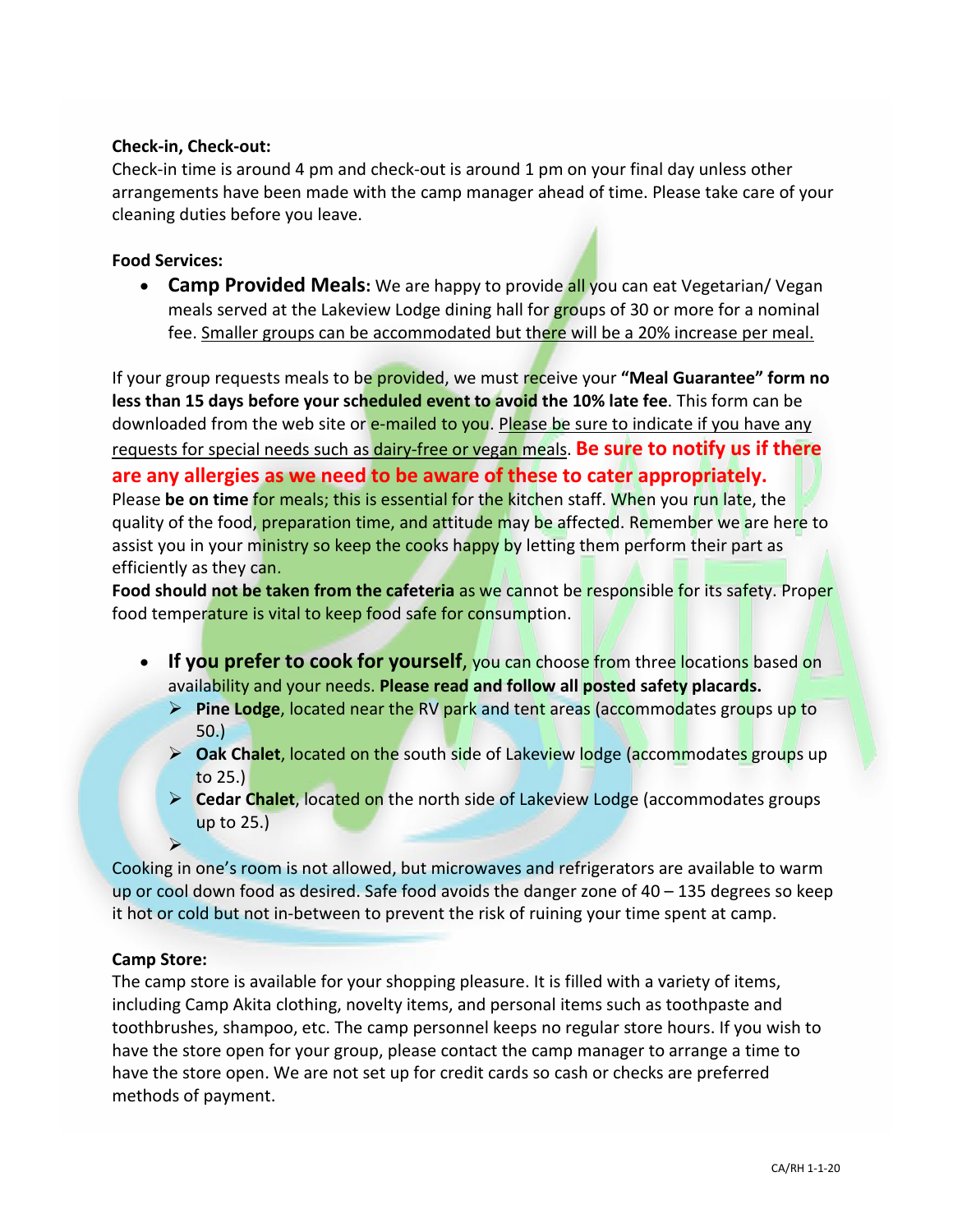**Check-in, Check-out:**

Check-in time is around 4 pm and check-out is around 1 pm on your final day unless other arrangements have been made with the camp manager ahead of time. Please take care of your cleaning duties before you leave.

**Food Services:**

- **Camp Provided Meals:** We are happy to provide all you can eat Vegetarian/ Vegan meals served at the Lakeview Lodge dining hall for groups of 30 or more for a nominal fee. <u>Smaller groups can be accommodated but there will be a 20% increase per meal.</u>

If your group requests meals to be provided, we must receive your **"Meal Guarantee" form no less than 15 days before your scheduled event to avoid the 10% late fee**. This form can be downloaded from the web site or e-mailed to you. <u>Please be sure to indicate if you have any requests for special needs such as dairy-free or vegan meals</u>. **Be sure to notify us if there are any allergies as we need to be aware of these to cater appropriately.**

Please **be on time** for meals; this is essential for the kitchen staff. When you run late, the quality of the food, preparation time, and attitude may be affected. Remember we are here to assist you in your ministry so keep the cooks happy by letting them perform their part as efficiently as they can.

**Food should not be taken from the cafeteria** as we cannot be responsible for its safety. Proper food temperature is vital to keep food safe for consumption.

- **If you prefer to cook for yourself**, you can choose from three locations based on availability and your needs. **Please read and follow all posted safety placards.**
  - **Pine Lodge**, located near the RV park and tent areas (accommodates groups up to 50.)
  - **Oak Chalet**, located on the south side of Lakeview lodge (accommodates groups up to 25.)
  - **Cedar Chalet**, located on the north side of Lakeview Lodge (accommodates groups up to 25.)

Cooking in one's room is not allowed, but microwaves and refrigerators are available to warm up or cool down food as desired. Safe food avoids the danger zone of 40 – 135 degrees so keep it hot or cold but not in-between to prevent the risk of ruining your time spent at camp.

**Camp Store:**

The camp store is available for your shopping pleasure. It is filled with a variety of items, including Camp Akita clothing, novelty items, and personal items such as toothpaste and toothbrushes, shampoo, etc. The camp personnel keeps no regular store hours. If you wish to have the store open for your group, please contact the camp manager to arrange a time to have the store open. We are not set up for credit cards so cash or checks are preferred methods of payment.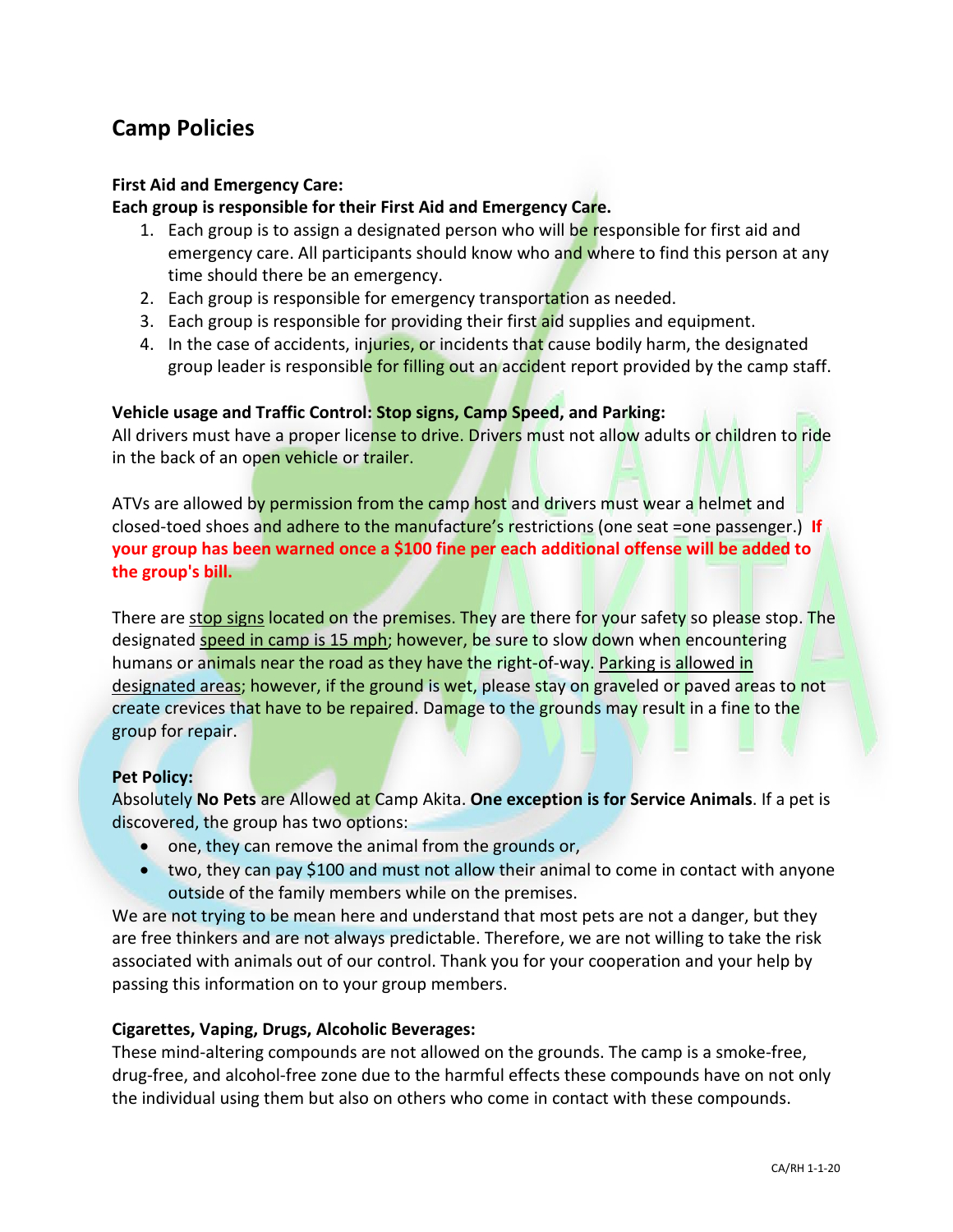## Camp Policies

**First Aid and Emergency Care:**
**Each group is responsible for their First Aid and Emergency Care.**

1. Each group is to assign a designated person who will be responsible for first aid and emergency care. All participants should know who and where to find this person at any time should there be an emergency.
2. Each group is responsible for emergency transportation as needed.
3. Each group is responsible for providing their first aid supplies and equipment.
4. In the case of accidents, injuries, or incidents that cause bodily harm, the designated group leader is responsible for filling out an accident report provided by the camp staff.

**Vehicle usage and Traffic Control: Stop signs, Camp Speed, and Parking:**
All drivers must have a proper license to drive. Drivers must not allow adults or children to ride in the back of an open vehicle or trailer.

ATVs are allowed by permission from the camp host and drivers must wear a helmet and closed-toed shoes and adhere to the manufacture's restrictions (one seat =one passenger.) **If your group has been warned once a $100 fine per each additional offense will be added to the group's bill.**

There are stop signs located on the premises. They are there for your safety so please stop. The designated speed in camp is 15 mph; however, be sure to slow down when encountering humans or animals near the road as they have the right-of-way. Parking is allowed in designated areas; however, if the ground is wet, please stay on graveled or paved areas to not create crevices that have to be repaired. Damage to the grounds may result in a fine to the group for repair.

**Pet Policy:**
Absolutely **No Pets** are Allowed at Camp Akita. **One exception is for Service Animals**. If a pet is discovered, the group has two options:

- one, they can remove the animal from the grounds or,
- two, they can pay $100 and must not allow their animal to come in contact with anyone outside of the family members while on the premises.

We are not trying to be mean here and understand that most pets are not a danger, but they are free thinkers and are not always predictable. Therefore, we are not willing to take the risk associated with animals out of our control. Thank you for your cooperation and your help by passing this information on to your group members.

**Cigarettes, Vaping, Drugs, Alcoholic Beverages:**
These mind-altering compounds are not allowed on the grounds. The camp is a smoke-free, drug-free, and alcohol-free zone due to the harmful effects these compounds have on not only the individual using them but also on others who come in contact with these compounds.

CA/RH 1-1-20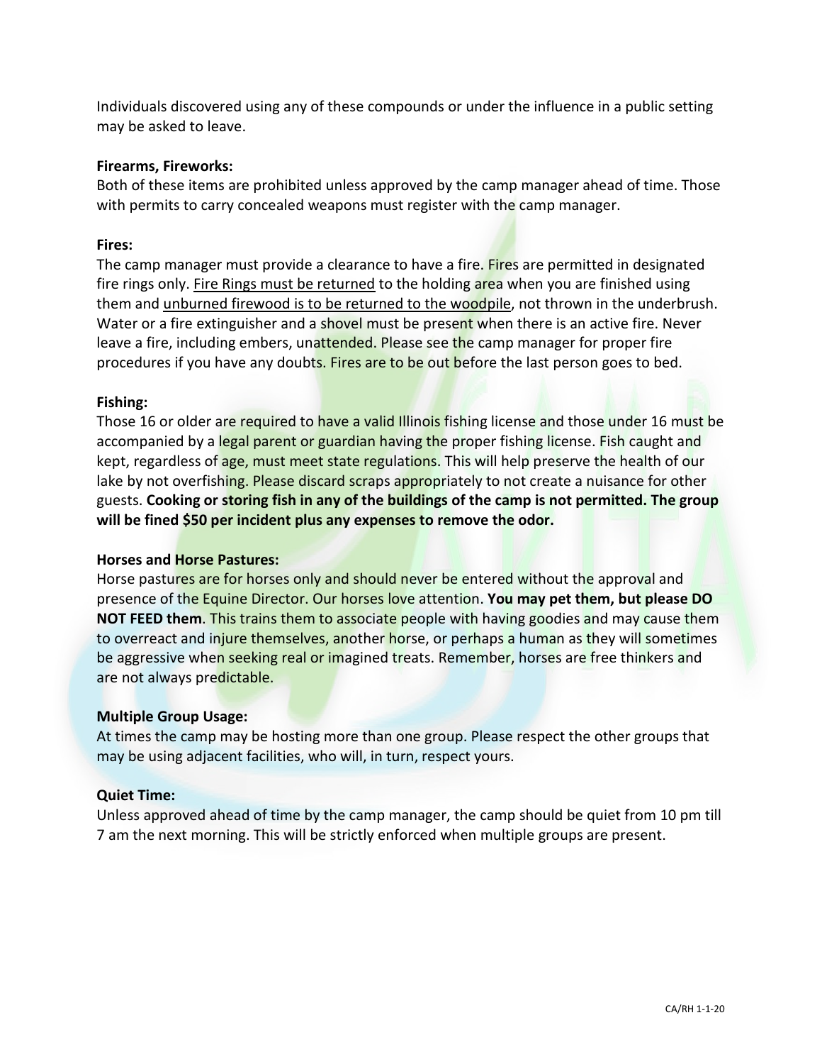Individuals discovered using any of these compounds or under the influence in a public setting may be asked to leave.

**Firearms, Fireworks:**
Both of these items are prohibited unless approved by the camp manager ahead of time. Those with permits to carry concealed weapons must register with the camp manager.

**Fires:**
The camp manager must provide a clearance to have a fire. Fires are permitted in designated fire rings only. <u>Fire Rings must be returned</u> to the holding area when you are finished using them and <u>unburned firewood is to be returned to the woodpile</u>, not thrown in the underbrush. Water or a fire extinguisher and a shovel must be present when there is an active fire. Never leave a fire, including embers, unattended. Please see the camp manager for proper fire procedures if you have any doubts. Fires are to be out before the last person goes to bed.

**Fishing:**
Those 16 or older are required to have a valid Illinois fishing license and those under 16 must be accompanied by a legal parent or guardian having the proper fishing license. Fish caught and kept, regardless of age, must meet state regulations. This will help preserve the health of our lake by not overfishing. Please discard scraps appropriately to not create a nuisance for other guests. **Cooking or storing fish in any of the buildings of the camp is not permitted. The group will be fined $50 per incident plus any expenses to remove the odor.**

**Horses and Horse Pastures:**
Horse pastures are for horses only and should never be entered without the approval and presence of the Equine Director. Our horses love attention. **You may pet them, but please DO NOT FEED them**. This trains them to associate people with having goodies and may cause them to overreact and injure themselves, another horse, or perhaps a human as they will sometimes be aggressive when seeking real or imagined treats. Remember, horses are free thinkers and are not always predictable.

**Multiple Group Usage:**
At times the camp may be hosting more than one group. Please respect the other groups that may be using adjacent facilities, who will, in turn, respect yours.

**Quiet Time:**
Unless approved ahead of time by the camp manager, the camp should be quiet from 10 pm till 7 am the next morning. This will be strictly enforced when multiple groups are present.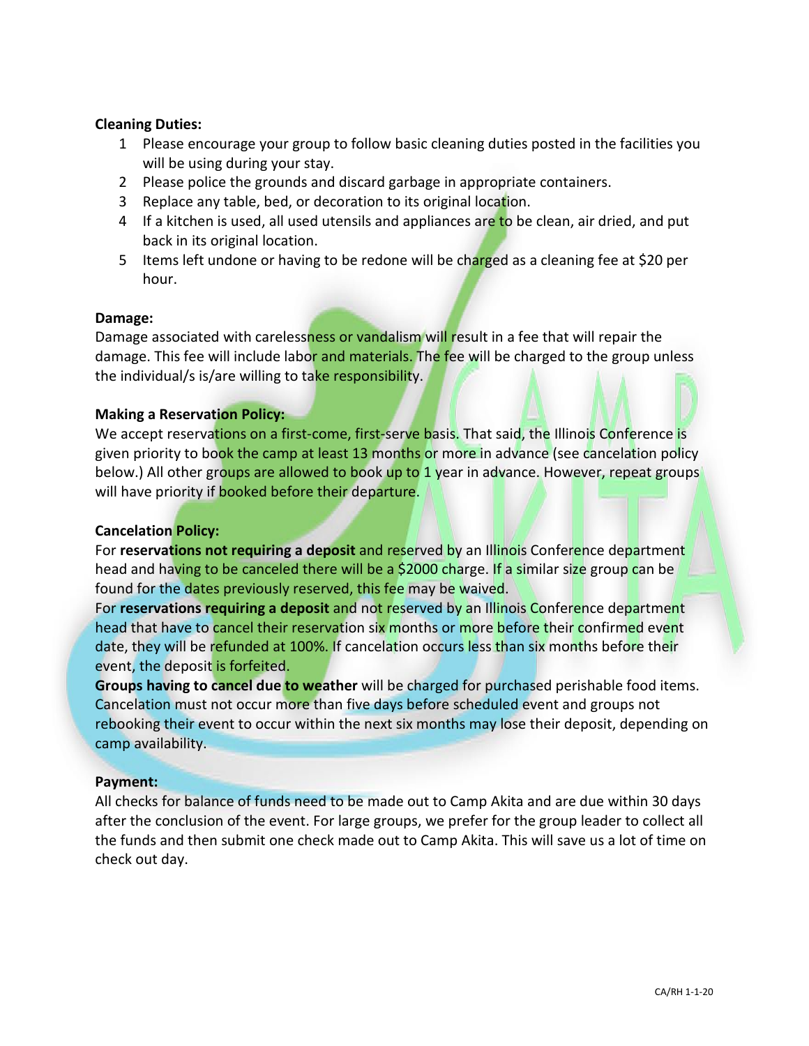**Cleaning Duties:**

1. Please encourage your group to follow basic cleaning duties posted in the facilities you will be using during your stay.
2. Please police the grounds and discard garbage in appropriate containers.
3. Replace any table, bed, or decoration to its original location.
4. If a kitchen is used, all used utensils and appliances are to be clean, air dried, and put back in its original location.
5. Items left undone or having to be redone will be charged as a cleaning fee at $20 per hour.

**Damage:**

Damage associated with carelessness or vandalism will result in a fee that will repair the damage. This fee will include labor and materials. The fee will be charged to the group unless the individual/s is/are willing to take responsibility.

**Making a Reservation Policy:**

We accept reservations on a first-come, first-serve basis. That said, the Illinois Conference is given priority to book the camp at least 13 months or more in advance (see cancelation policy below.) All other groups are allowed to book up to 1 year in advance. However, repeat groups will have priority if booked before their departure.

**Cancelation Policy:**

For **reservations not requiring a deposit** and reserved by an Illinois Conference department head and having to be canceled there will be a $2000 charge. If a similar size group can be found for the dates previously reserved, this fee may be waived.

For **reservations requiring a deposit** and not reserved by an Illinois Conference department head that have to cancel their reservation six months or more before their confirmed event date, they will be refunded at 100%. If cancelation occurs less than six months before their event, the deposit is forfeited.

**Groups having to cancel due to weather** will be charged for purchased perishable food items. Cancelation must not occur more than five days before scheduled event and groups not rebooking their event to occur within the next six months may lose their deposit, depending on camp availability.

**Payment:**

All checks for balance of funds need to be made out to Camp Akita and are due within 30 days after the conclusion of the event. For large groups, we prefer for the group leader to collect all the funds and then submit one check made out to Camp Akita. This will save us a lot of time on check out day.

CA/RH 1-1-20